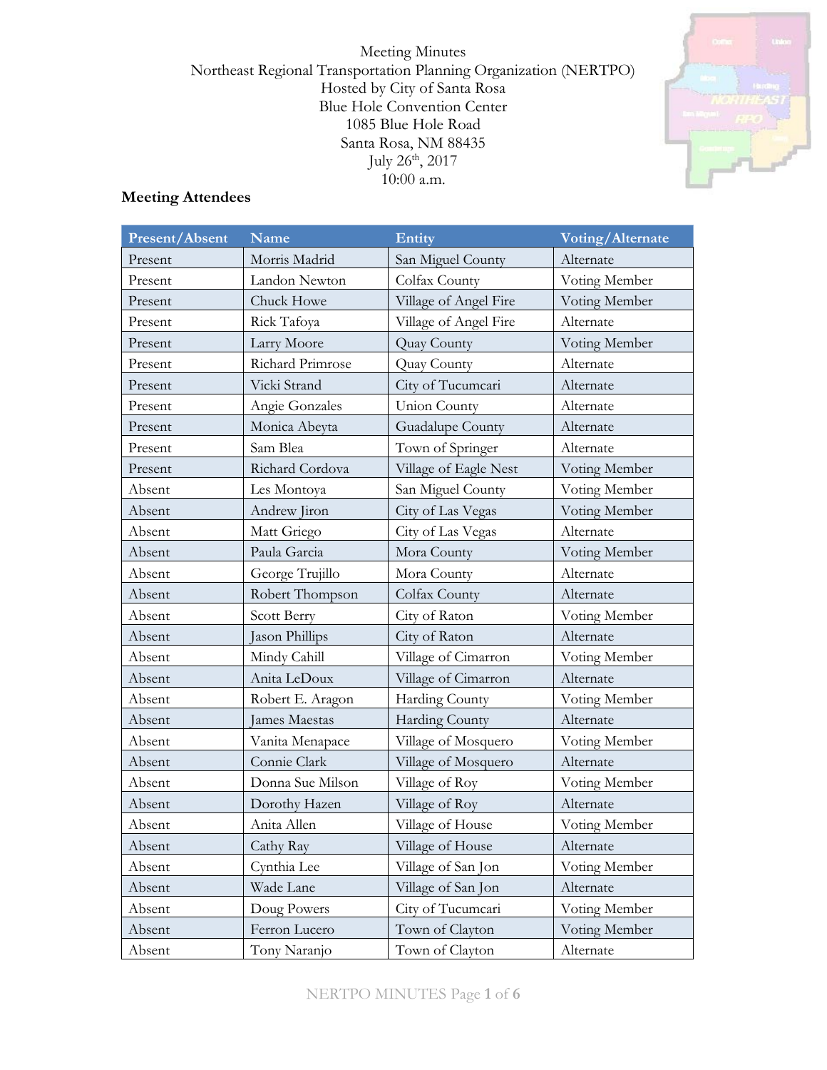Meeting Minutes
Northeast Regional Transportation Planning Organization (NERTPO)
Hosted by City of Santa Rosa
Blue Hole Convention Center
1085 Blue Hole Road
Santa Rosa, NM 88435
July 26th, 2017
10:00 a.m.

## Meeting Attendees

| Present/Absent | Name | Entity | Voting/Alternate |
|---|---|---|---|
| Present | Morris Madrid | San Miguel County | Alternate |
| Present | Landon Newton | Colfax County | Voting Member |
| Present | Chuck Howe | Village of Angel Fire | Voting Member |
| Present | Rick Tafoya | Village of Angel Fire | Alternate |
| Present | Larry Moore | Quay County | Voting Member |
| Present | Richard Primrose | Quay County | Alternate |
| Present | Vicki Strand | City of Tucumcari | Alternate |
| Present | Angie Gonzales | Union County | Alternate |
| Present | Monica Abeyta | Guadalupe County | Alternate |
| Present | Sam Blea | Town of Springer | Alternate |
| Present | Richard Cordova | Village of Eagle Nest | Voting Member |
| Absent | Les Montoya | San Miguel County | Voting Member |
| Absent | Andrew Jiron | City of Las Vegas | Voting Member |
| Absent | Matt Griego | City of Las Vegas | Alternate |
| Absent | Paula Garcia | Mora County | Voting Member |
| Absent | George Trujillo | Mora County | Alternate |
| Absent | Robert Thompson | Colfax County | Alternate |
| Absent | Scott Berry | City of Raton | Voting Member |
| Absent | Jason Phillips | City of Raton | Alternate |
| Absent | Mindy Cahill | Village of Cimarron | Voting Member |
| Absent | Anita LeDoux | Village of Cimarron | Alternate |
| Absent | Robert E. Aragon | Harding County | Voting Member |
| Absent | James Maestas | Harding County | Alternate |
| Absent | Vanita Menapace | Village of Mosquero | Voting Member |
| Absent | Connie Clark | Village of Mosquero | Alternate |
| Absent | Donna Sue Milson | Village of Roy | Voting Member |
| Absent | Dorothy Hazen | Village of Roy | Alternate |
| Absent | Anita Allen | Village of House | Voting Member |
| Absent | Cathy Ray | Village of House | Alternate |
| Absent | Cynthia Lee | Village of San Jon | Voting Member |
| Absent | Wade Lane | Village of San Jon | Alternate |
| Absent | Doug Powers | City of Tucumcari | Voting Member |
| Absent | Ferron Lucero | Town of Clayton | Voting Member |
| Absent | Tony Naranjo | Town of Clayton | Alternate |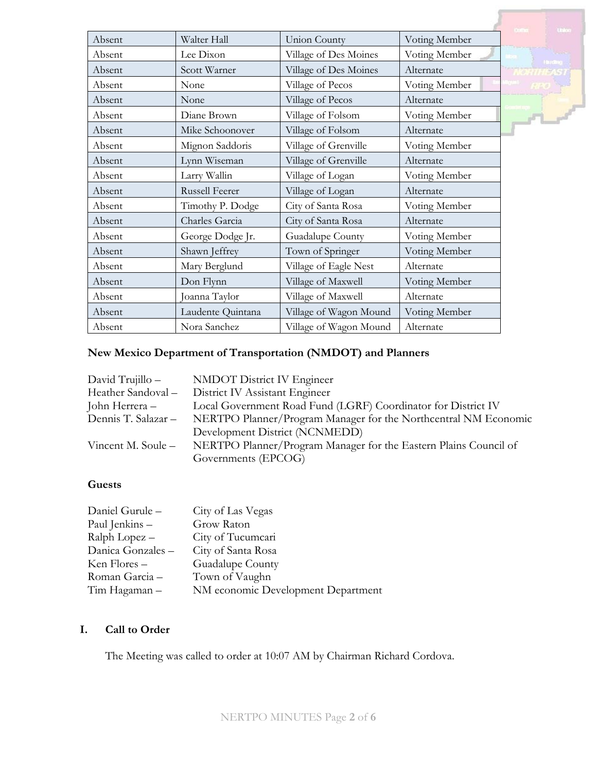| Absent | Walter Hall | Union County | Voting Member |
|---|---|---|---|
| Absent | Lee Dixon | Village of Des Moines | Voting Member |
| Absent | Scott Warner | Village of Des Moines | Alternate |
| Absent | None | Village of Pecos | Voting Member |
| Absent | None | Village of Pecos | Alternate |
| Absent | Diane Brown | Village of Folsom | Voting Member |
| Absent | Mike Schoonover | Village of Folsom | Alternate |
| Absent | Mignon Saddoris | Village of Grenville | Voting Member |
| Absent | Lynn Wiseman | Village of Grenville | Alternate |
| Absent | Larry Wallin | Village of Logan | Voting Member |
| Absent | Russell Feerer | Village of Logan | Alternate |
| Absent | Timothy P. Dodge | City of Santa Rosa | Voting Member |
| Absent | Charles Garcia | City of Santa Rosa | Alternate |
| Absent | George Dodge Jr. | Guadalupe County | Voting Member |
| Absent | Shawn Jeffrey | Town of Springer | Voting Member |
| Absent | Mary Berglund | Village of Eagle Nest | Alternate |
| Absent | Don Flynn | Village of Maxwell | Voting Member |
| Absent | Joanna Taylor | Village of Maxwell | Alternate |
| Absent | Laudente Quintana | Village of Wagon Mound | Voting Member |
| Absent | Nora Sanchez | Village of Wagon Mound | Alternate |

**New Mexico Department of Transportation (NMDOT) and Planners**

David Trujillo – NMDOT District IV Engineer
Heather Sandoval – District IV Assistant Engineer
John Herrera – Local Government Road Fund (LGRF) Coordinator for District IV
Dennis T. Salazar – NERTPO Planner/Program Manager for the Northcentral NM Economic Development District (NCNMEDD)
Vincent M. Soule – NERTPO Planner/Program Manager for the Eastern Plains Council of Governments (EPCOG)

**Guests**

Daniel Gurule – City of Las Vegas
Paul Jenkins – Grow Raton
Ralph Lopez – City of Tucumcari
Danica Gonzales – City of Santa Rosa
Ken Flores – Guadalupe County
Roman Garcia – Town of Vaughn
Tim Hagaman – NM economic Development Department

## I. Call to Order

The Meeting was called to order at 10:07 AM by Chairman Richard Cordova.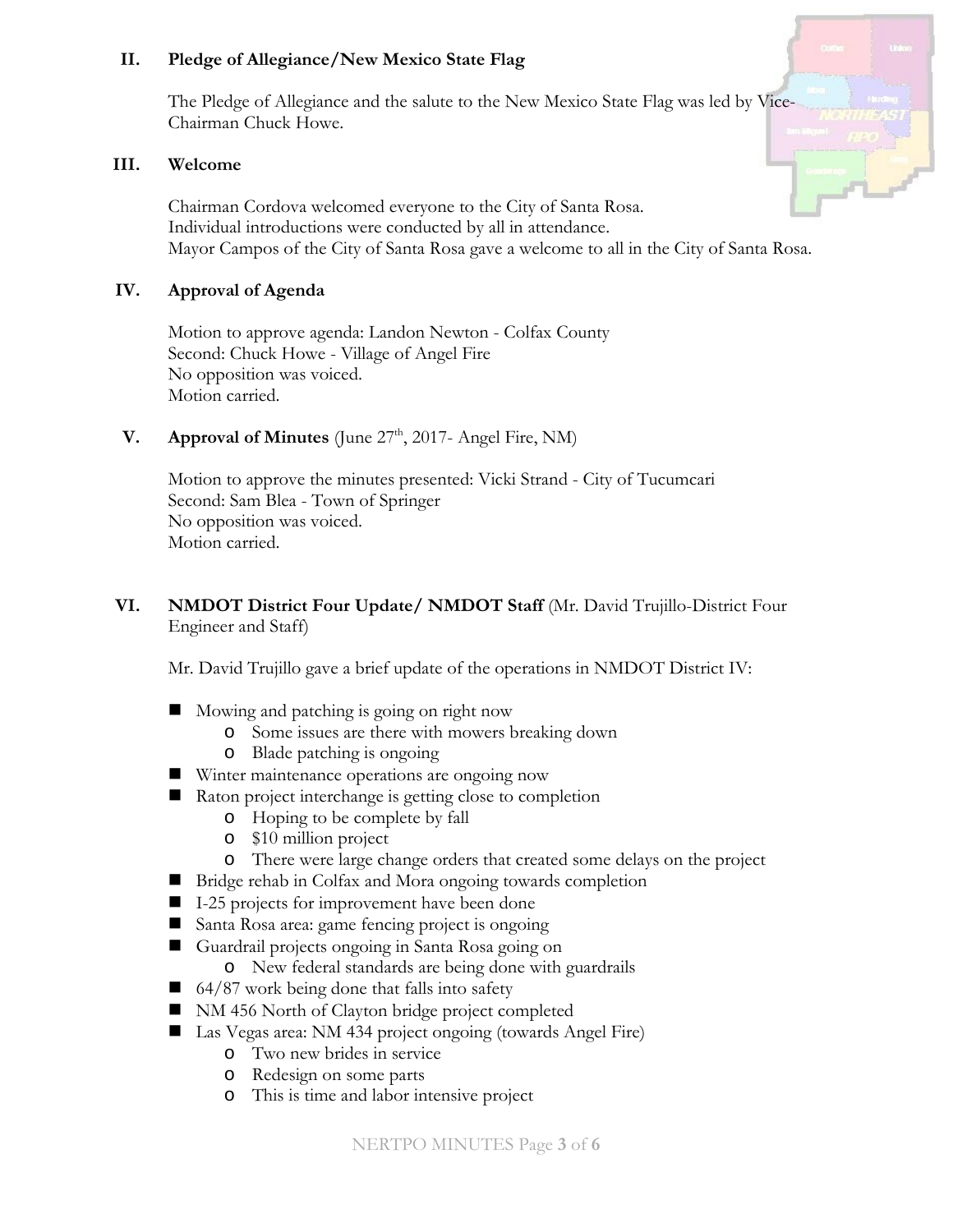## II. Pledge of Allegiance/New Mexico State Flag

The Pledge of Allegiance and the salute to the New Mexico State Flag was led by Vice-Chairman Chuck Howe.

## III. Welcome

Chairman Cordova welcomed everyone to the City of Santa Rosa.
Individual introductions were conducted by all in attendance.
Mayor Campos of the City of Santa Rosa gave a welcome to all in the City of Santa Rosa.

## IV. Approval of Agenda

Motion to approve agenda: Landon Newton - Colfax County
Second: Chuck Howe - Village of Angel Fire
No opposition was voiced.
Motion carried.

## V. Approval of Minutes (June 27th, 2017- Angel Fire, NM)

Motion to approve the minutes presented: Vicki Strand - City of Tucumcari
Second: Sam Blea - Town of Springer
No opposition was voiced.
Motion carried.

## VI. NMDOT District Four Update/ NMDOT Staff (Mr. David Trujillo-District Four Engineer and Staff)

Mr. David Trujillo gave a brief update of the operations in NMDOT District IV:

- Mowing and patching is going on right now
  - Some issues are there with mowers breaking down
  - Blade patching is ongoing
- Winter maintenance operations are ongoing now
- Raton project interchange is getting close to completion
  - Hoping to be complete by fall
  - $10 million project
  - There were large change orders that created some delays on the project
- Bridge rehab in Colfax and Mora ongoing towards completion
- I-25 projects for improvement have been done
- Santa Rosa area: game fencing project is ongoing
- Guardrail projects ongoing in Santa Rosa going on
  - New federal standards are being done with guardrails
- 64/87 work being done that falls into safety
- NM 456 North of Clayton bridge project completed
- Las Vegas area: NM 434 project ongoing (towards Angel Fire)
  - Two new brides in service
  - Redesign on some parts
  - This is time and labor intensive project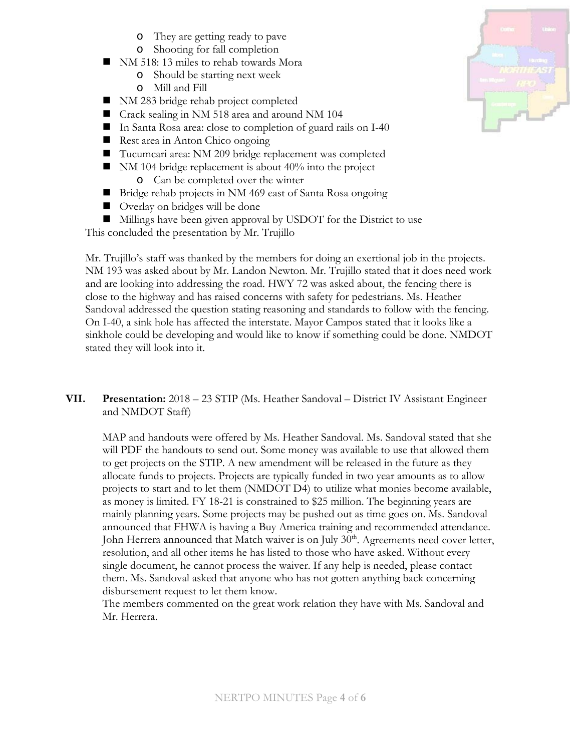- They are getting ready to pave
    - Shooting for fall completion
- NM 518: 13 miles to rehab towards Mora
    - Should be starting next week
    - Mill and Fill
- NM 283 bridge rehab project completed
- Crack sealing in NM 518 area and around NM 104
- In Santa Rosa area: close to completion of guard rails on I-40
- Rest area in Anton Chico ongoing
- Tucumcari area: NM 209 bridge replacement was completed
- NM 104 bridge replacement is about 40% into the project
    - Can be completed over the winter
- Bridge rehab projects in NM 469 east of Santa Rosa ongoing
- Overlay on bridges will be done
- Millings have been given approval by USDOT for the District to use

This concluded the presentation by Mr. Trujillo

Mr. Trujillo's staff was thanked by the members for doing an exertional job in the projects. NM 193 was asked about by Mr. Landon Newton. Mr. Trujillo stated that it does need work and are looking into addressing the road. HWY 72 was asked about, the fencing there is close to the highway and has raised concerns with safety for pedestrians. Ms. Heather Sandoval addressed the question stating reasoning and standards to follow with the fencing. On I-40, a sink hole has affected the interstate. Mayor Campos stated that it looks like a sinkhole could be developing and would like to know if something could be done. NMDOT stated they will look into it.

**VII. Presentation:** 2018 – 23 STIP (Ms. Heather Sandoval – District IV Assistant Engineer and NMDOT Staff)

MAP and handouts were offered by Ms. Heather Sandoval. Ms. Sandoval stated that she will PDF the handouts to send out. Some money was available to use that allowed them to get projects on the STIP. A new amendment will be released in the future as they allocate funds to projects. Projects are typically funded in two year amounts as to allow projects to start and to let them (NMDOT D4) to utilize what monies become available, as money is limited. FY 18-21 is constrained to $25 million. The beginning years are mainly planning years. Some projects may be pushed out as time goes on. Ms. Sandoval announced that FHWA is having a Buy America training and recommended attendance. John Herrera announced that Match waiver is on July 30th. Agreements need cover letter, resolution, and all other items he has listed to those who have asked. Without every single document, he cannot process the waiver. If any help is needed, please contact them. Ms. Sandoval asked that anyone who has not gotten anything back concerning disbursement request to let them know.

The members commented on the great work relation they have with Ms. Sandoval and Mr. Herrera.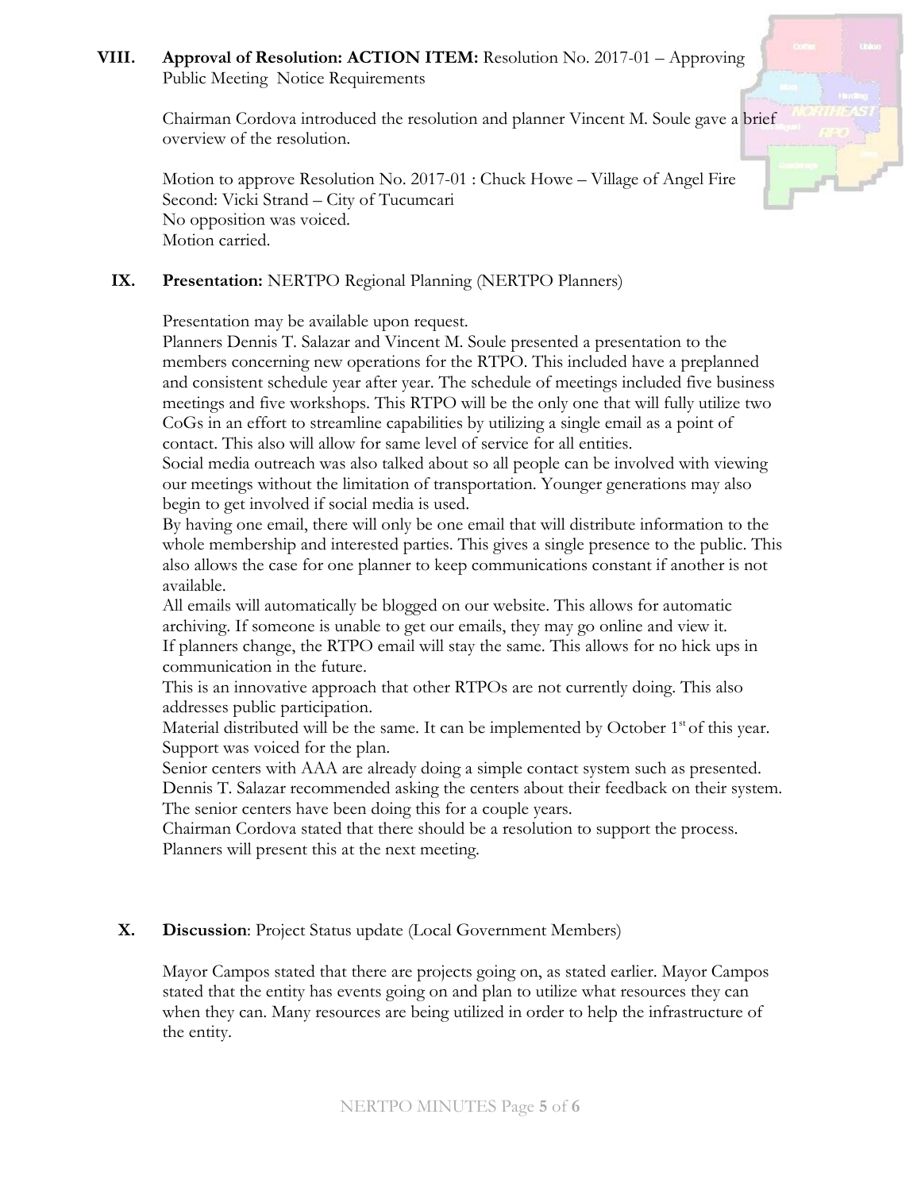**VIII. Approval of Resolution: ACTION ITEM:** Resolution No. 2017-01 – Approving Public Meeting Notice Requirements

Chairman Cordova introduced the resolution and planner Vincent M. Soule gave a brief overview of the resolution.

Motion to approve Resolution No. 2017-01 : Chuck Howe – Village of Angel Fire
Second: Vicki Strand – City of Tucumcari
No opposition was voiced.
Motion carried.

**IX. Presentation:** NERTPO Regional Planning (NERTPO Planners)

Presentation may be available upon request.
Planners Dennis T. Salazar and Vincent M. Soule presented a presentation to the members concerning new operations for the RTPO. This included have a preplanned and consistent schedule year after year. The schedule of meetings included five business meetings and five workshops. This RTPO will be the only one that will fully utilize two CoGs in an effort to streamline capabilities by utilizing a single email as a point of contact. This also will allow for same level of service for all entities.
Social media outreach was also talked about so all people can be involved with viewing our meetings without the limitation of transportation. Younger generations may also begin to get involved if social media is used.
By having one email, there will only be one email that will distribute information to the whole membership and interested parties. This gives a single presence to the public. This also allows the case for one planner to keep communications constant if another is not available.
All emails will automatically be blogged on our website. This allows for automatic archiving. If someone is unable to get our emails, they may go online and view it.
If planners change, the RTPO email will stay the same. This allows for no hick ups in communication in the future.
This is an innovative approach that other RTPOs are not currently doing. This also addresses public participation.
Material distributed will be the same. It can be implemented by October 1st of this year.
Support was voiced for the plan.
Senior centers with AAA are already doing a simple contact system such as presented.
Dennis T. Salazar recommended asking the centers about their feedback on their system.
The senior centers have been doing this for a couple years.
Chairman Cordova stated that there should be a resolution to support the process.
Planners will present this at the next meeting.

**X. Discussion**: Project Status update (Local Government Members)

Mayor Campos stated that there are projects going on, as stated earlier. Mayor Campos stated that the entity has events going on and plan to utilize what resources they can when they can. Many resources are being utilized in order to help the infrastructure of the entity.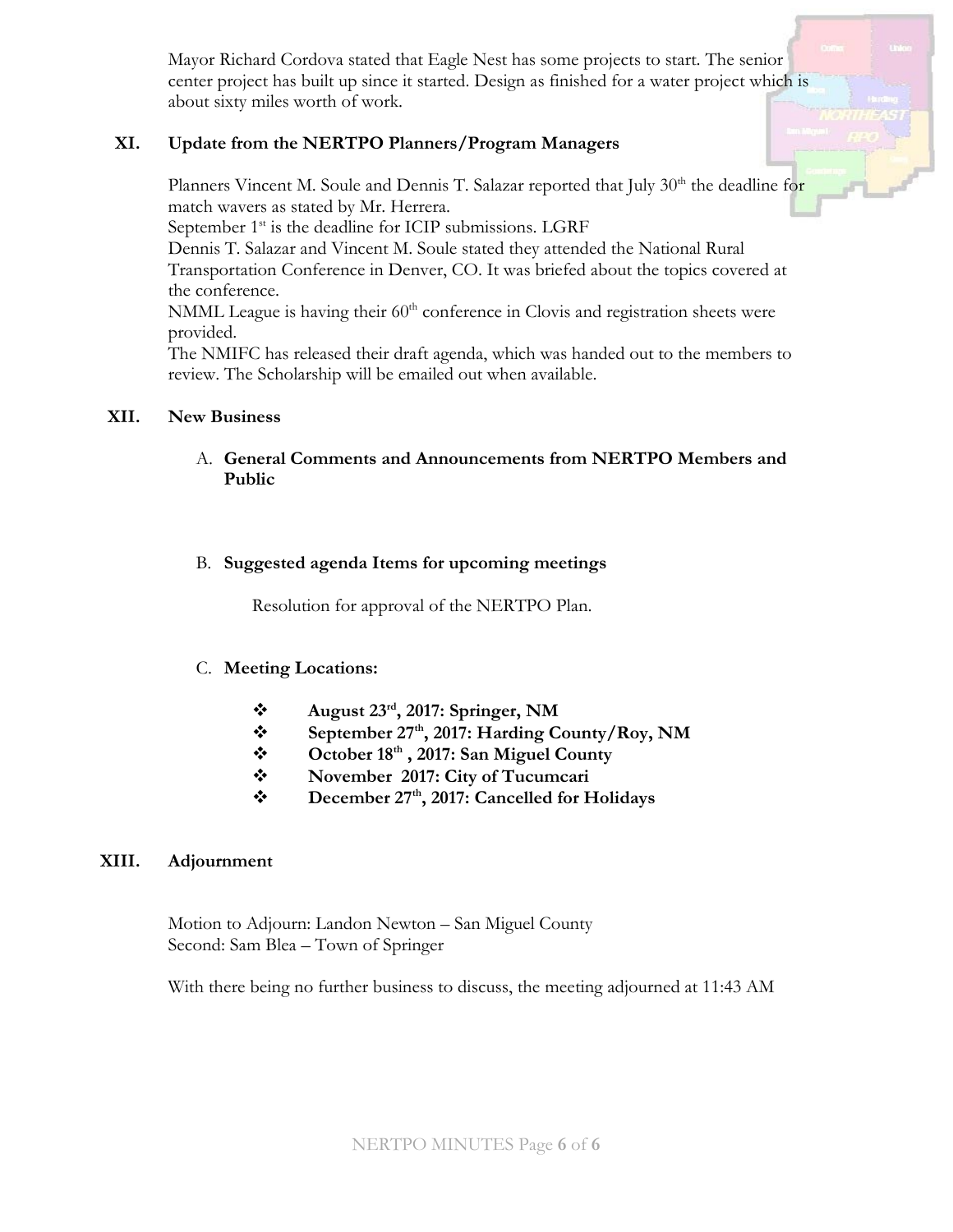Mayor Richard Cordova stated that Eagle Nest has some projects to start. The senior center project has built up since it started. Design as finished for a water project which is about sixty miles worth of work.

## XI. Update from the NERTPO Planners/Program Managers

Planners Vincent M. Soule and Dennis T. Salazar reported that July 30th the deadline for match wavers as stated by Mr. Herrera.
September 1st is the deadline for ICIP submissions. LGRF
Dennis T. Salazar and Vincent M. Soule stated they attended the National Rural Transportation Conference in Denver, CO. It was briefed about the topics covered at the conference.
NMML League is having their 60th conference in Clovis and registration sheets were provided.
The NMIFC has released their draft agenda, which was handed out to the members to review. The Scholarship will be emailed out when available.

## XII. New Business

A. **General Comments and Announcements from NERTPO Members and Public**

B. **Suggested agenda Items for upcoming meetings**

Resolution for approval of the NERTPO Plan.

C. **Meeting Locations:**

- **August 23rd, 2017: Springer, NM**
- **September 27th, 2017: Harding County/Roy, NM**
- **October 18th , 2017: San Miguel County**
- **November 2017: City of Tucumcari**
- **December 27th, 2017: Cancelled for Holidays**

## XIII. Adjournment

Motion to Adjourn: Landon Newton – San Miguel County
Second: Sam Blea – Town of Springer

With there being no further business to discuss, the meeting adjourned at 11:43 AM